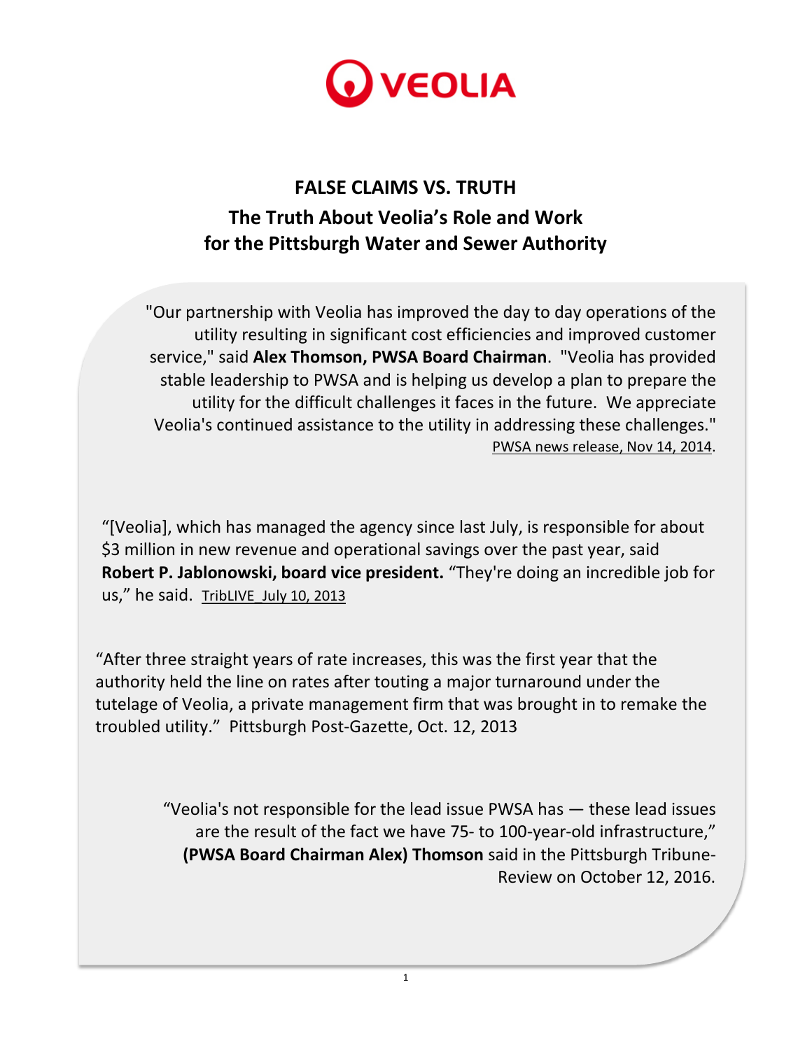VEOLIA

# FALSE CLAIMS VS. TRUTH

## The Truth About Veolia's Role and Work for the Pittsburgh Water and Sewer Authority

"Our partnership with Veolia has improved the day to day operations of the utility resulting in significant cost efficiencies and improved customer service," said **Alex Thomson, PWSA Board Chairman**. "Veolia has provided stable leadership to PWSA and is helping us develop a plan to prepare the utility for the difficult challenges it faces in the future. We appreciate Veolia's continued assistance to the utility in addressing these challenges." PWSA news release, Nov 14, 2014.

"[Veolia], which has managed the agency since last July, is responsible for about $3 million in new revenue and operational savings over the past year, said **Robert P. Jablonowski, board vice president.** "They're doing an incredible job for us," he said. TribLIVE July 10, 2013

"After three straight years of rate increases, this was the first year that the authority held the line on rates after touting a major turnaround under the tutelage of Veolia, a private management firm that was brought in to remake the troubled utility." Pittsburgh Post-Gazette, Oct. 12, 2013

"Veolia's not responsible for the lead issue PWSA has — these lead issues are the result of the fact we have 75- to 100-year-old infrastructure," **(PWSA Board Chairman Alex) Thomson** said in the Pittsburgh Tribune-Review on October 12, 2016.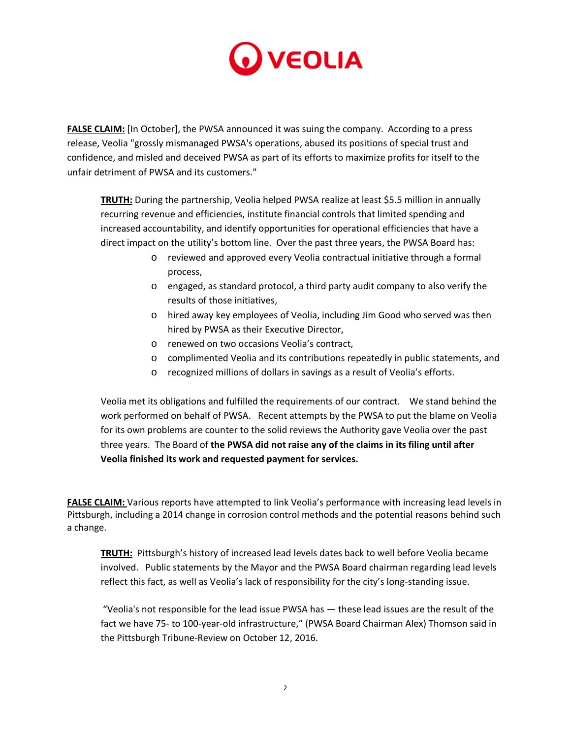**FALSE CLAIM:** [In October], the PWSA announced it was suing the company. According to a press release, Veolia "grossly mismanaged PWSA's operations, abused its positions of special trust and confidence, and misled and deceived PWSA as part of its efforts to maximize profits for itself to the unfair detriment of PWSA and its customers."

**TRUTH:** During the partnership, Veolia helped PWSA realize at least $5.5 million in annually recurring revenue and efficiencies, institute financial controls that limited spending and increased accountability, and identify opportunities for operational efficiencies that have a direct impact on the utility's bottom line. Over the past three years, the PWSA Board has:

- reviewed and approved every Veolia contractual initiative through a formal process,
- engaged, as standard protocol, a third party audit company to also verify the results of those initiatives,
- hired away key employees of Veolia, including Jim Good who served was then hired by PWSA as their Executive Director,
- renewed on two occasions Veolia's contract,
- complimented Veolia and its contributions repeatedly in public statements, and
- recognized millions of dollars in savings as a result of Veolia's efforts.

Veolia met its obligations and fulfilled the requirements of our contract. We stand behind the work performed on behalf of PWSA. Recent attempts by the PWSA to put the blame on Veolia for its own problems are counter to the solid reviews the Authority gave Veolia over the past three years. The Board of **the PWSA did not raise any of the claims in its filing until after Veolia finished its work and requested payment for services.**

**FALSE CLAIM:** Various reports have attempted to link Veolia's performance with increasing lead levels in Pittsburgh, including a 2014 change in corrosion control methods and the potential reasons behind such a change.

**TRUTH:** Pittsburgh's history of increased lead levels dates back to well before Veolia became involved. Public statements by the Mayor and the PWSA Board chairman regarding lead levels reflect this fact, as well as Veolia's lack of responsibility for the city's long-standing issue.

"Veolia's not responsible for the lead issue PWSA has — these lead issues are the result of the fact we have 75- to 100-year-old infrastructure," (PWSA Board Chairman Alex) Thomson said in the Pittsburgh Tribune-Review on October 12, 2016.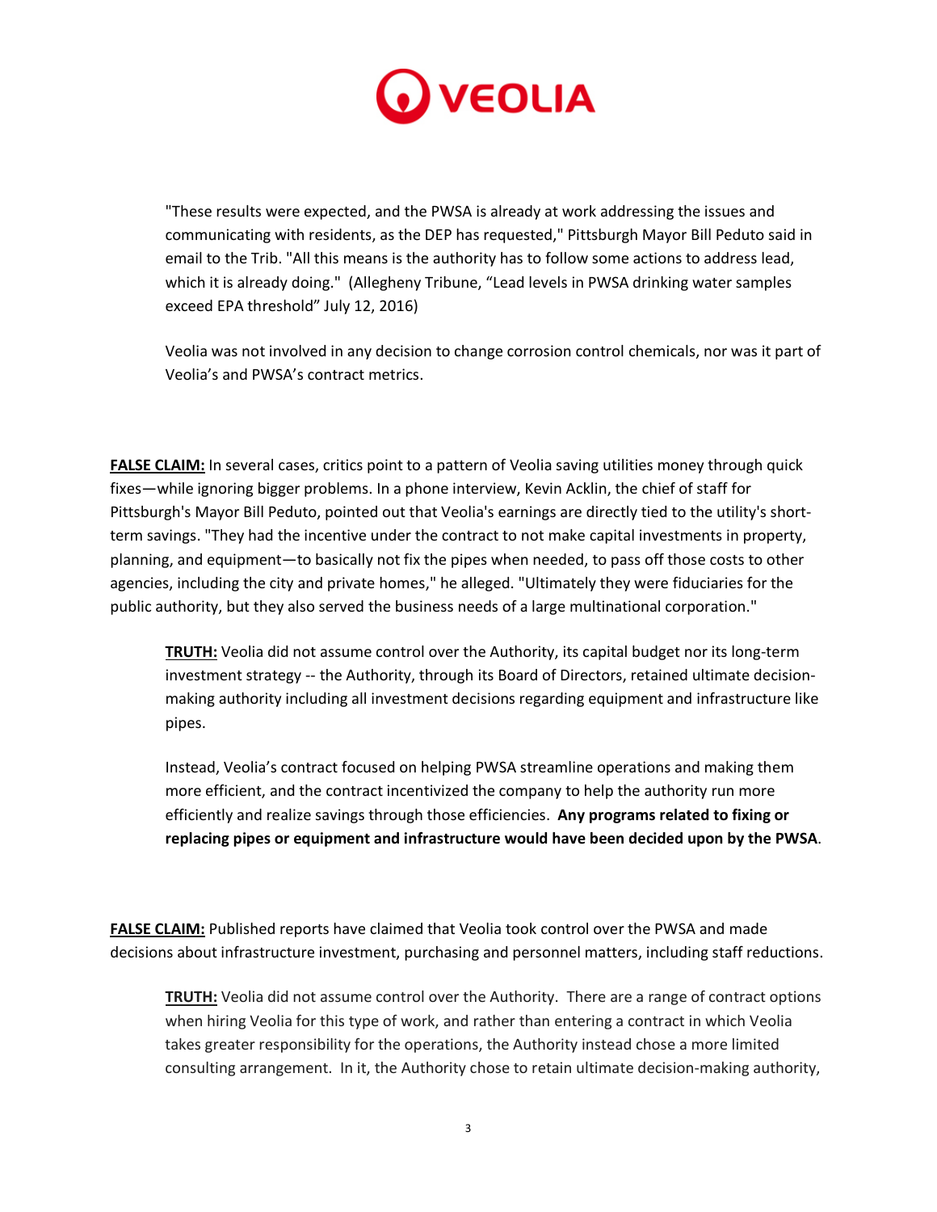"These results were expected, and the PWSA is already at work addressing the issues and communicating with residents, as the DEP has requested," Pittsburgh Mayor Bill Peduto said in email to the Trib. "All this means is the authority has to follow some actions to address lead, which it is already doing." (Allegheny Tribune, "Lead levels in PWSA drinking water samples exceed EPA threshold" July 12, 2016)

Veolia was not involved in any decision to change corrosion control chemicals, nor was it part of Veolia's and PWSA's contract metrics.

**FALSE CLAIM:** In several cases, critics point to a pattern of Veolia saving utilities money through quick fixes—while ignoring bigger problems. In a phone interview, Kevin Acklin, the chief of staff for Pittsburgh's Mayor Bill Peduto, pointed out that Veolia's earnings are directly tied to the utility's short-term savings. "They had the incentive under the contract to not make capital investments in property, planning, and equipment—to basically not fix the pipes when needed, to pass off those costs to other agencies, including the city and private homes," he alleged. "Ultimately they were fiduciaries for the public authority, but they also served the business needs of a large multinational corporation."

**TRUTH:** Veolia did not assume control over the Authority, its capital budget nor its long-term investment strategy -- the Authority, through its Board of Directors, retained ultimate decision-making authority including all investment decisions regarding equipment and infrastructure like pipes.

Instead, Veolia's contract focused on helping PWSA streamline operations and making them more efficient, and the contract incentivized the company to help the authority run more efficiently and realize savings through those efficiencies. **Any programs related to fixing or replacing pipes or equipment and infrastructure would have been decided upon by the PWSA**.

**FALSE CLAIM:** Published reports have claimed that Veolia took control over the PWSA and made decisions about infrastructure investment, purchasing and personnel matters, including staff reductions.

**TRUTH:** Veolia did not assume control over the Authority. There are a range of contract options when hiring Veolia for this type of work, and rather than entering a contract in which Veolia takes greater responsibility for the operations, the Authority instead chose a more limited consulting arrangement. In it, the Authority chose to retain ultimate decision-making authority,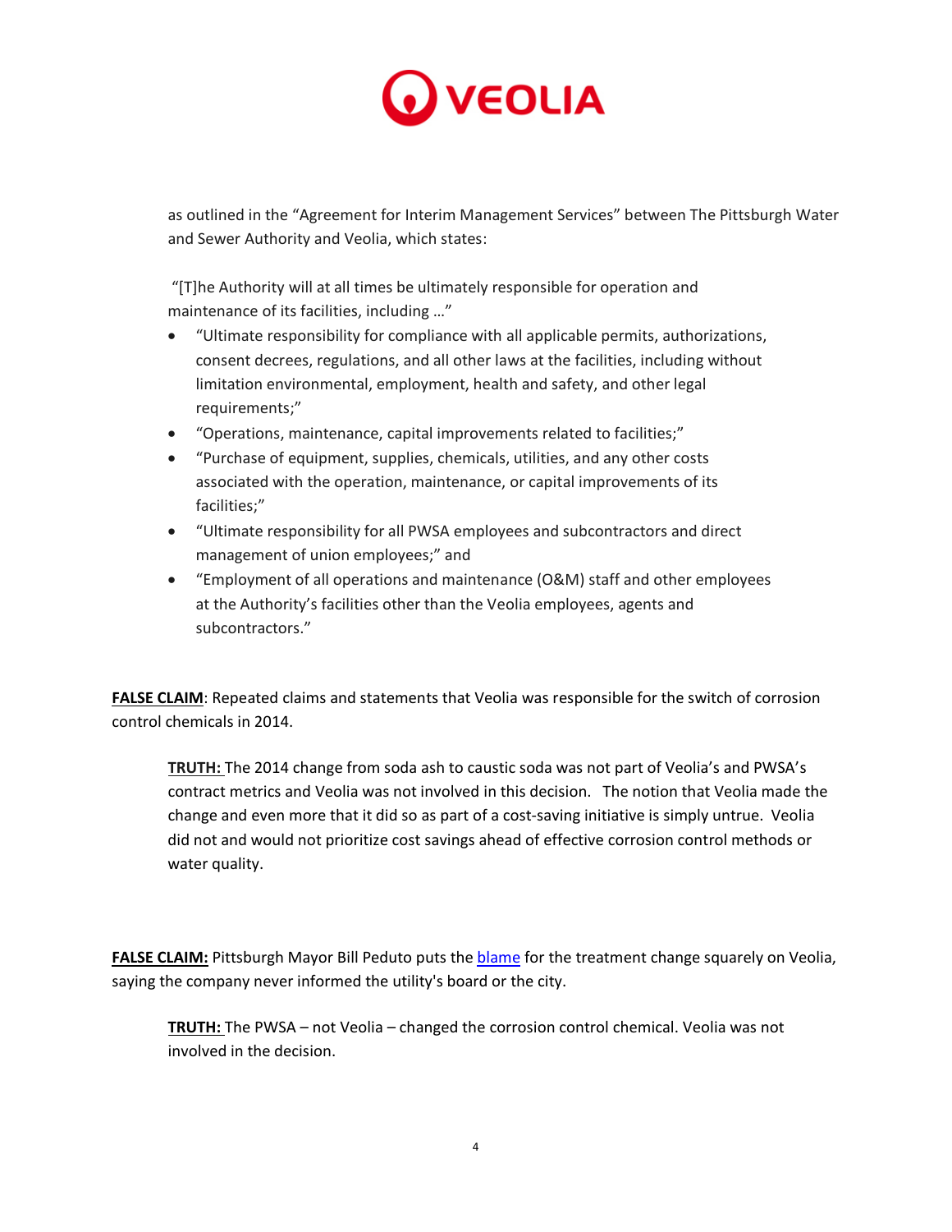as outlined in the "Agreement for Interim Management Services" between The Pittsburgh Water and Sewer Authority and Veolia, which states:

"[T]he Authority will at all times be ultimately responsible for operation and maintenance of its facilities, including …"

- "Ultimate responsibility for compliance with all applicable permits, authorizations, consent decrees, regulations, and all other laws at the facilities, including without limitation environmental, employment, health and safety, and other legal requirements;"
- "Operations, maintenance, capital improvements related to facilities;"
- "Purchase of equipment, supplies, chemicals, utilities, and any other costs associated with the operation, maintenance, or capital improvements of its facilities;"
- "Ultimate responsibility for all PWSA employees and subcontractors and direct management of union employees;" and
- "Employment of all operations and maintenance (O&M) staff and other employees at the Authority's facilities other than the Veolia employees, agents and subcontractors."

**FALSE CLAIM**: Repeated claims and statements that Veolia was responsible for the switch of corrosion control chemicals in 2014.

> **TRUTH:** The 2014 change from soda ash to caustic soda was not part of Veolia's and PWSA's contract metrics and Veolia was not involved in this decision. The notion that Veolia made the change and even more that it did so as part of a cost-saving initiative is simply untrue. Veolia did not and would not prioritize cost savings ahead of effective corrosion control methods or water quality.

**FALSE CLAIM:** Pittsburgh Mayor Bill Peduto puts the blame for the treatment change squarely on Veolia, saying the company never informed the utility's board or the city.

> **TRUTH:** The PWSA – not Veolia – changed the corrosion control chemical. Veolia was not involved in the decision.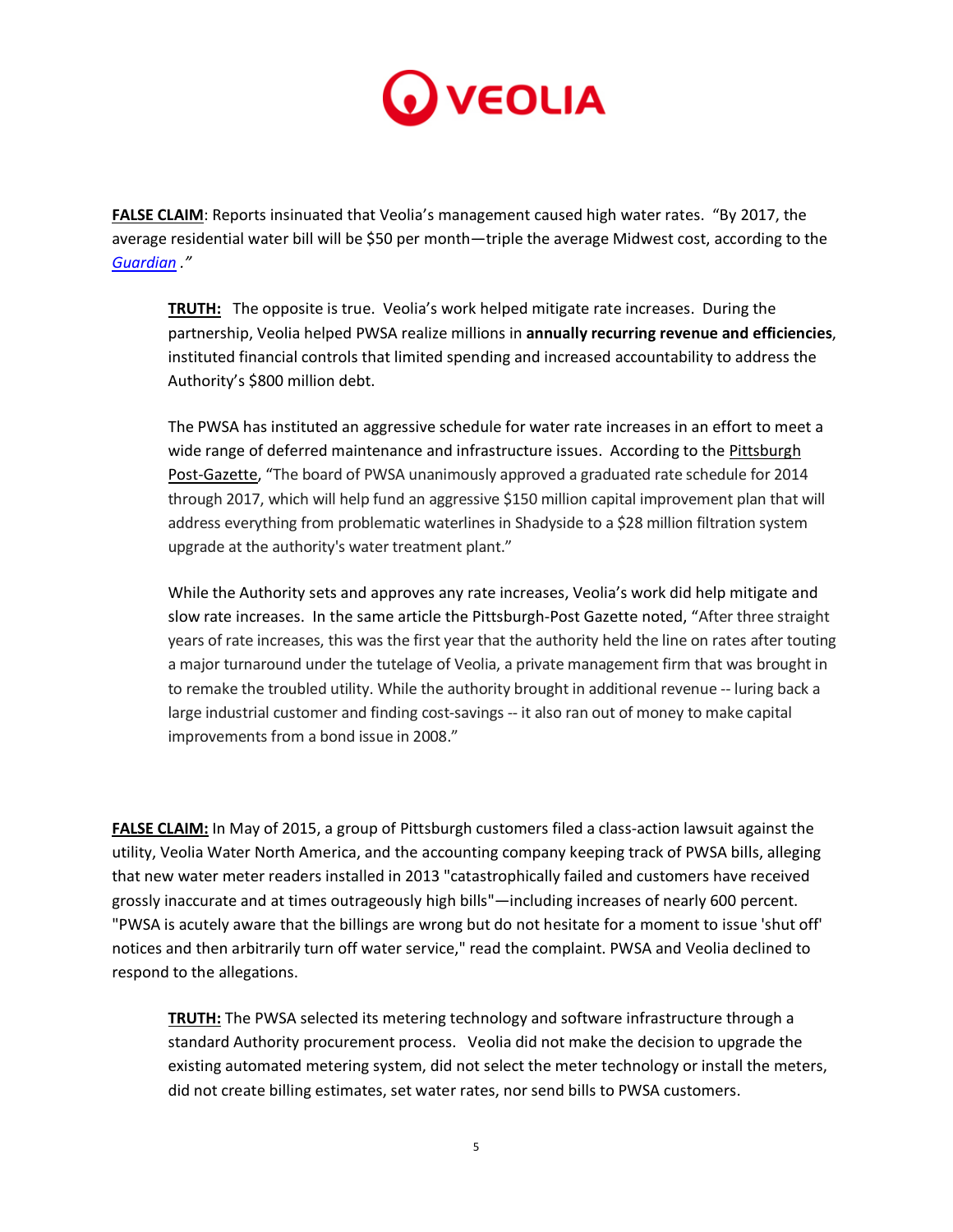**VEOLIA**

**FALSE CLAIM**: Reports insinuated that Veolia's management caused high water rates. "By 2017, the average residential water bill will be $50 per month—triple the average Midwest cost, according to the *Guardian* ."

> **TRUTH:** The opposite is true. Veolia's work helped mitigate rate increases. During the partnership, Veolia helped PWSA realize millions in **annually recurring revenue and efficiencies**, instituted financial controls that limited spending and increased accountability to address the Authority's $800 million debt.
>
> The PWSA has instituted an aggressive schedule for water rate increases in an effort to meet a wide range of deferred maintenance and infrastructure issues. According to the Pittsburgh Post-Gazette, "The board of PWSA unanimously approved a graduated rate schedule for 2014 through 2017, which will help fund an aggressive $150 million capital improvement plan that will address everything from problematic waterlines in Shadyside to a $28 million filtration system upgrade at the authority's water treatment plant."
>
> While the Authority sets and approves any rate increases, Veolia's work did help mitigate and slow rate increases. In the same article the Pittsburgh-Post Gazette noted, "After three straight years of rate increases, this was the first year that the authority held the line on rates after touting a major turnaround under the tutelage of Veolia, a private management firm that was brought in to remake the troubled utility. While the authority brought in additional revenue -- luring back a large industrial customer and finding cost-savings -- it also ran out of money to make capital improvements from a bond issue in 2008."

**FALSE CLAIM:** In May of 2015, a group of Pittsburgh customers filed a class-action lawsuit against the utility, Veolia Water North America, and the accounting company keeping track of PWSA bills, alleging that new water meter readers installed in 2013 "catastrophically failed and customers have received grossly inaccurate and at times outrageously high bills"—including increases of nearly 600 percent. "PWSA is acutely aware that the billings are wrong but do not hesitate for a moment to issue 'shut off' notices and then arbitrarily turn off water service," read the complaint. PWSA and Veolia declined to respond to the allegations.

> **TRUTH:** The PWSA selected its metering technology and software infrastructure through a standard Authority procurement process. Veolia did not make the decision to upgrade the existing automated metering system, did not select the meter technology or install the meters, did not create billing estimates, set water rates, nor send bills to PWSA customers.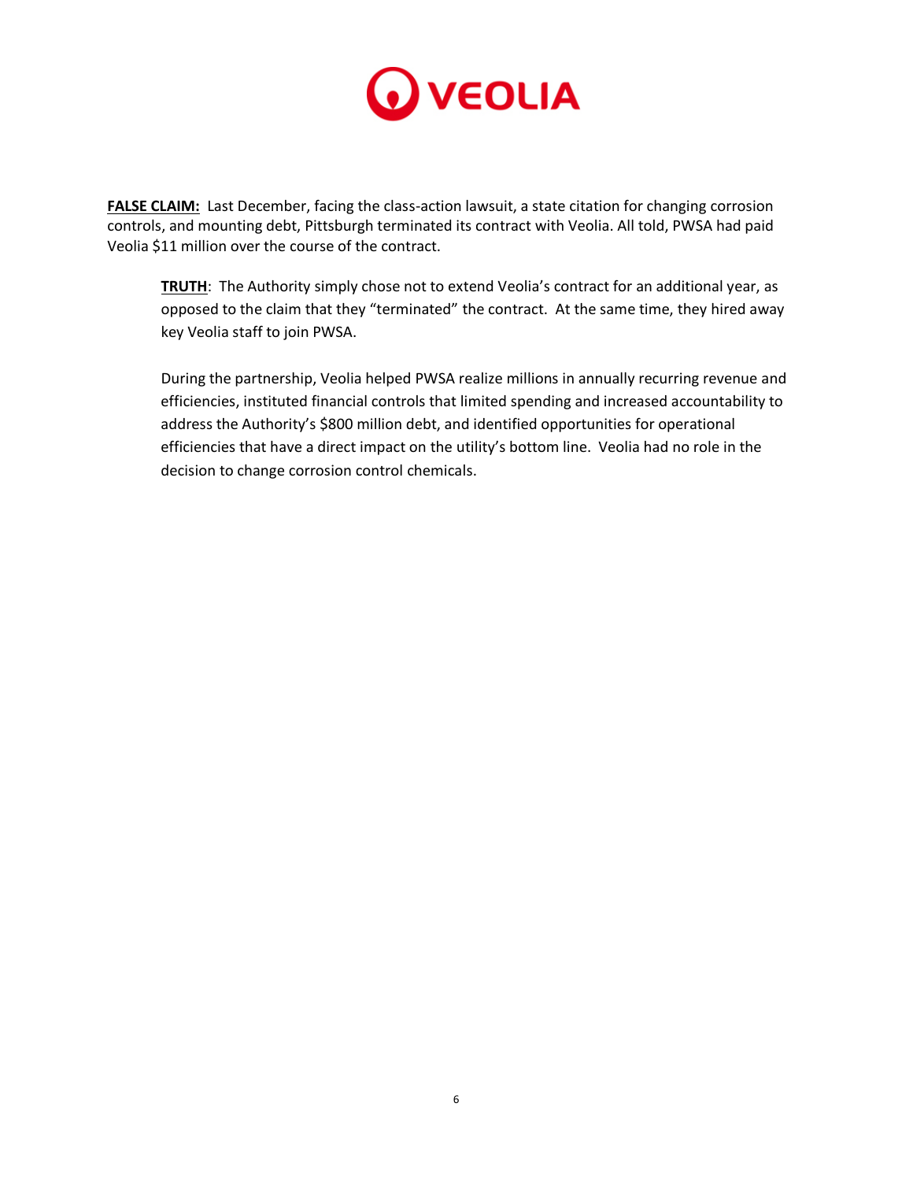**FALSE CLAIM:** Last December, facing the class-action lawsuit, a state citation for changing corrosion controls, and mounting debt, Pittsburgh terminated its contract with Veolia. All told, PWSA had paid Veolia $11 million over the course of the contract.

> **TRUTH**: The Authority simply chose not to extend Veolia's contract for an additional year, as opposed to the claim that they "terminated" the contract. At the same time, they hired away key Veolia staff to join PWSA.
>
> During the partnership, Veolia helped PWSA realize millions in annually recurring revenue and efficiencies, instituted financial controls that limited spending and increased accountability to address the Authority's $800 million debt, and identified opportunities for operational efficiencies that have a direct impact on the utility's bottom line. Veolia had no role in the decision to change corrosion control chemicals.